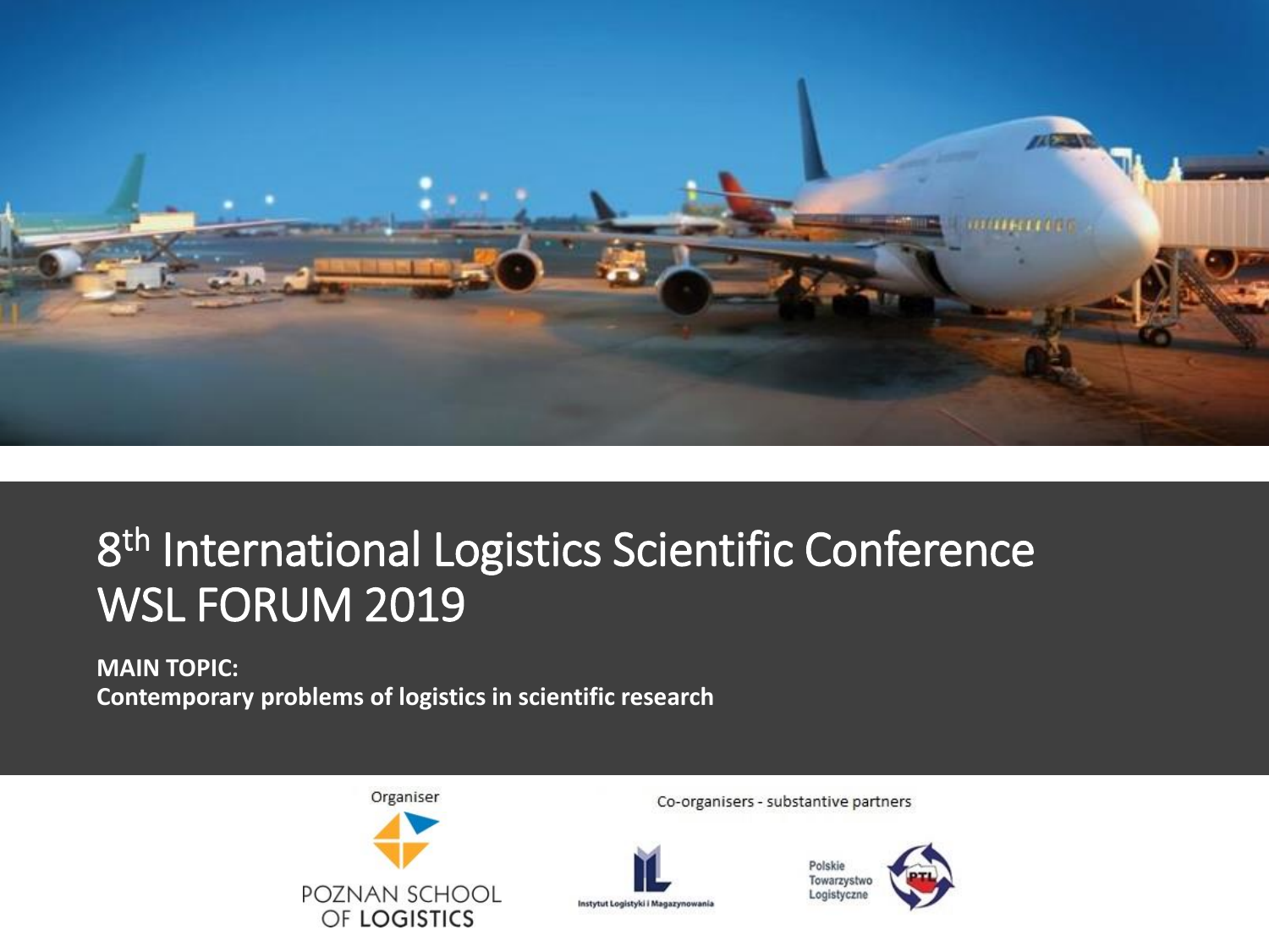# 8th International Logistics Scientific Conference WSL FORUM 2019

**MAIN TOPIC:**
**Contemporary problems of logistics in scientific research**

Organiser

POZNAN SCHOOL OF LOGISTICS

Co-organisers - substantive partners

Instytut Logistyki i Magazynowania

Polskie Towarzystwo Logistyczne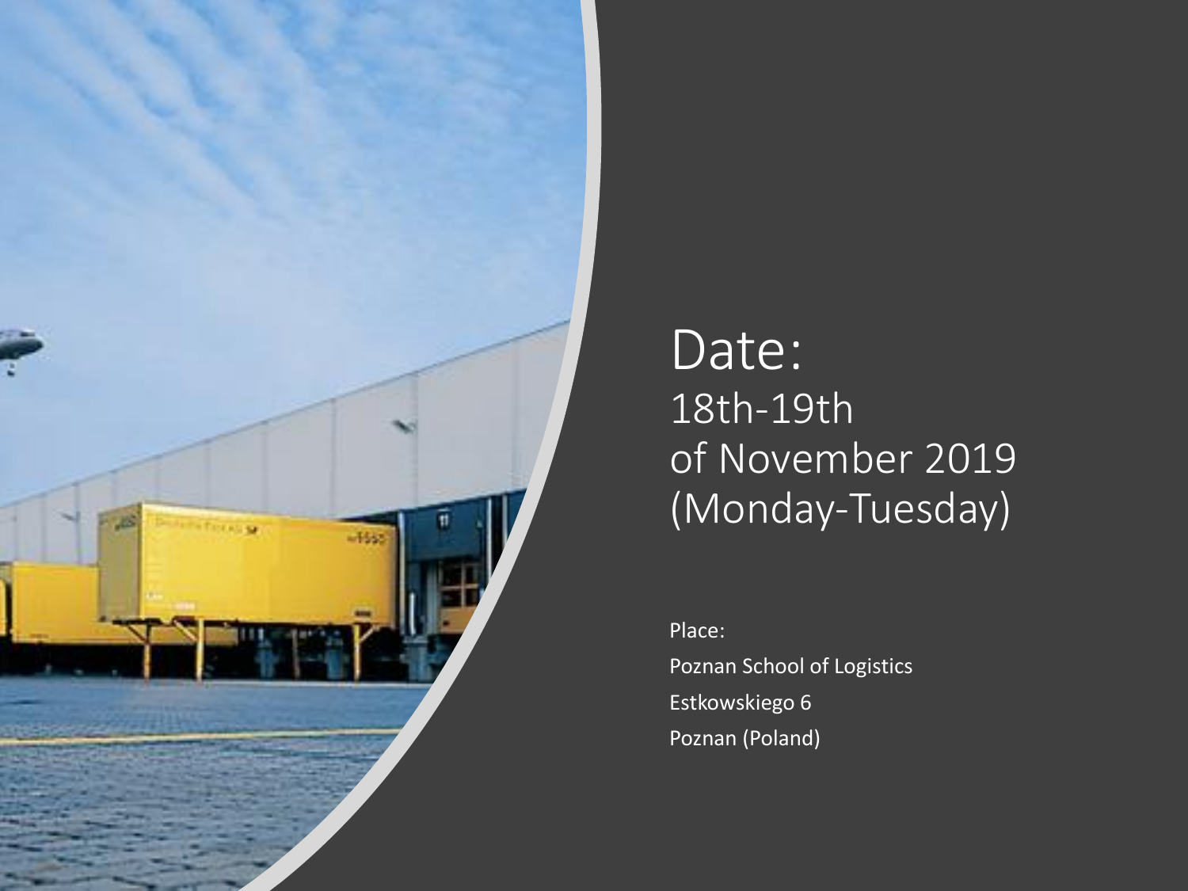# Date:

18th-19th
of November 2019
(Monday-Tuesday)

Place:

Poznan School of Logistics
Estkowskiego 6
Poznan (Poland)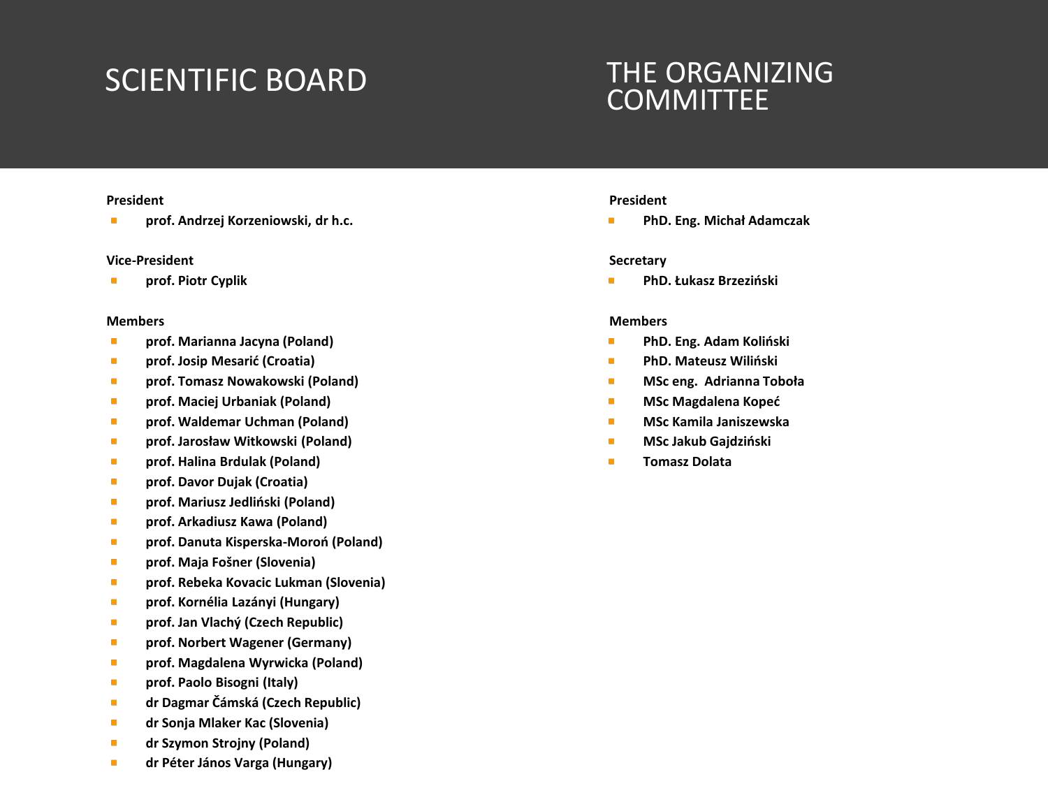# SCIENTIFIC BOARD

**President**

- **prof. Andrzej Korzeniowski, dr h.c.**

**Vice-President**

- **prof. Piotr Cyplik**

**Members**

- **prof. Marianna Jacyna (Poland)**
- **prof. Josip Mesarić (Croatia)**
- **prof. Tomasz Nowakowski (Poland)**
- **prof. Maciej Urbaniak (Poland)**
- **prof. Waldemar Uchman (Poland)**
- **prof. Jarosław Witkowski (Poland)**
- **prof. Halina Brdulak (Poland)**
- **prof. Davor Dujak (Croatia)**
- **prof. Mariusz Jedliński (Poland)**
- **prof. Arkadiusz Kawa (Poland)**
- **prof. Danuta Kisperska-Moroń (Poland)**
- **prof. Maja Fošner (Slovenia)**
- **prof. Rebeka Kovacic Lukman (Slovenia)**
- **prof. Kornélia Lazányi (Hungary)**
- **prof. Jan Vlachý (Czech Republic)**
- **prof. Norbert Wagener (Germany)**
- **prof. Magdalena Wyrwicka (Poland)**
- **prof. Paolo Bisogni (Italy)**
- **dr Dagmar Čámská (Czech Republic)**
- **dr Sonja Mlaker Kac (Slovenia)**
- **dr Szymon Strojny (Poland)**
- **dr Péter János Varga (Hungary)**

# THE ORGANIZING COMMITTEE

**President**

- **PhD. Eng. Michał Adamczak**

**Secretary**

- **PhD. Łukasz Brzeziński**

**Members**

- **PhD. Eng. Adam Koliński**
- **PhD. Mateusz Wiliński**
- **MSc eng.  Adrianna Toboła**
- **MSc Magdalena Kopeć**
- **MSc Kamila Janiszewska**
- **MSc Jakub Gajdziński**
- **Tomasz Dolata**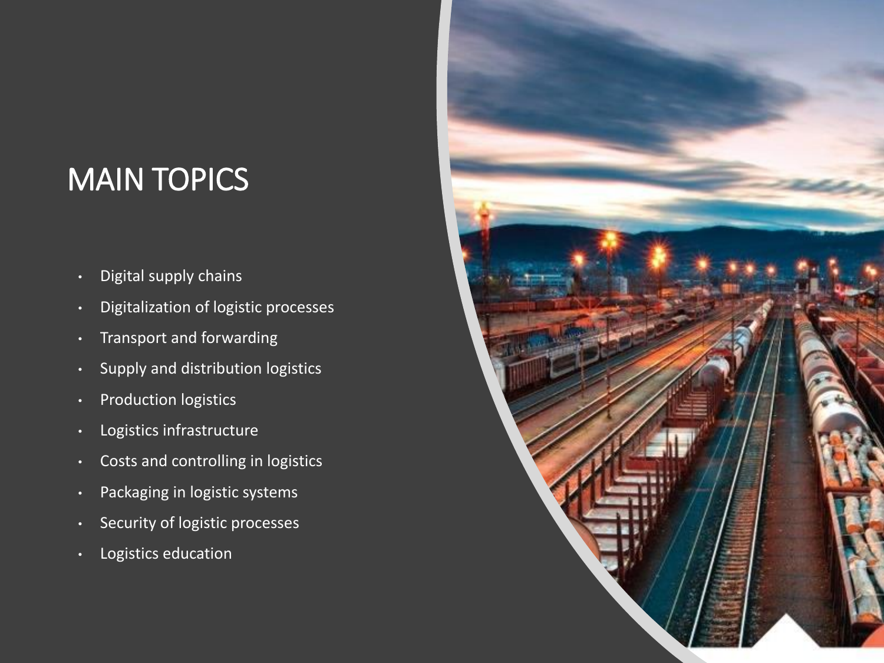# MAIN TOPICS

- Digital supply chains
- Digitalization of logistic processes
- Transport and forwarding
- Supply and distribution logistics
- Production logistics
- Logistics infrastructure
- Costs and controlling in logistics
- Packaging in logistic systems
- Security of logistic processes
- Logistics education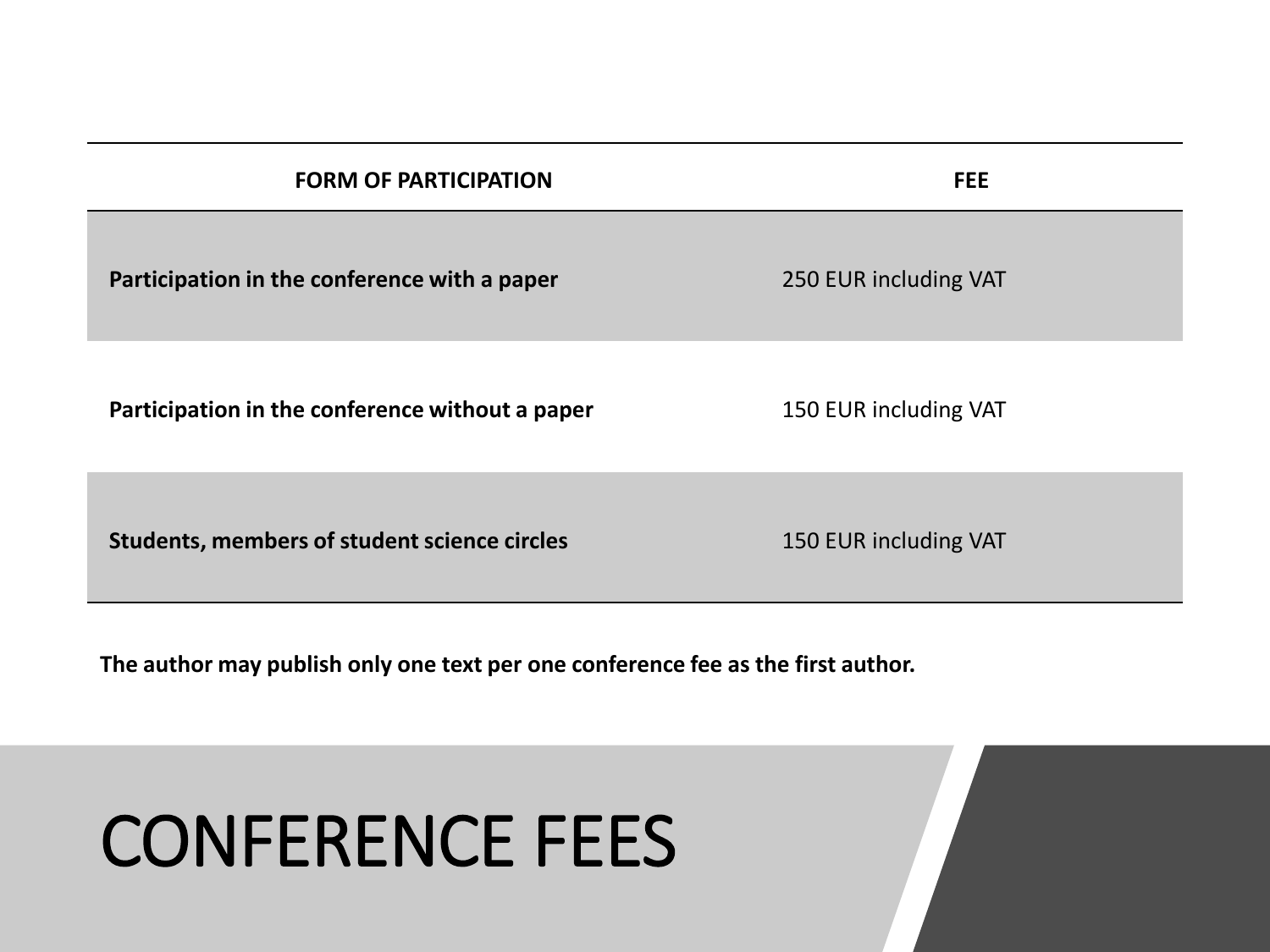# CONFERENCE FEES

| FORM OF PARTICIPATION | FEE |
|---|---|
| **Participation in the conference with a paper** | 250 EUR including VAT |
| **Participation in the conference without a paper** | 150 EUR including VAT |
| **Students, members of student science circles** | 150 EUR including VAT |

**The author may publish only one text per one conference fee as the first author.**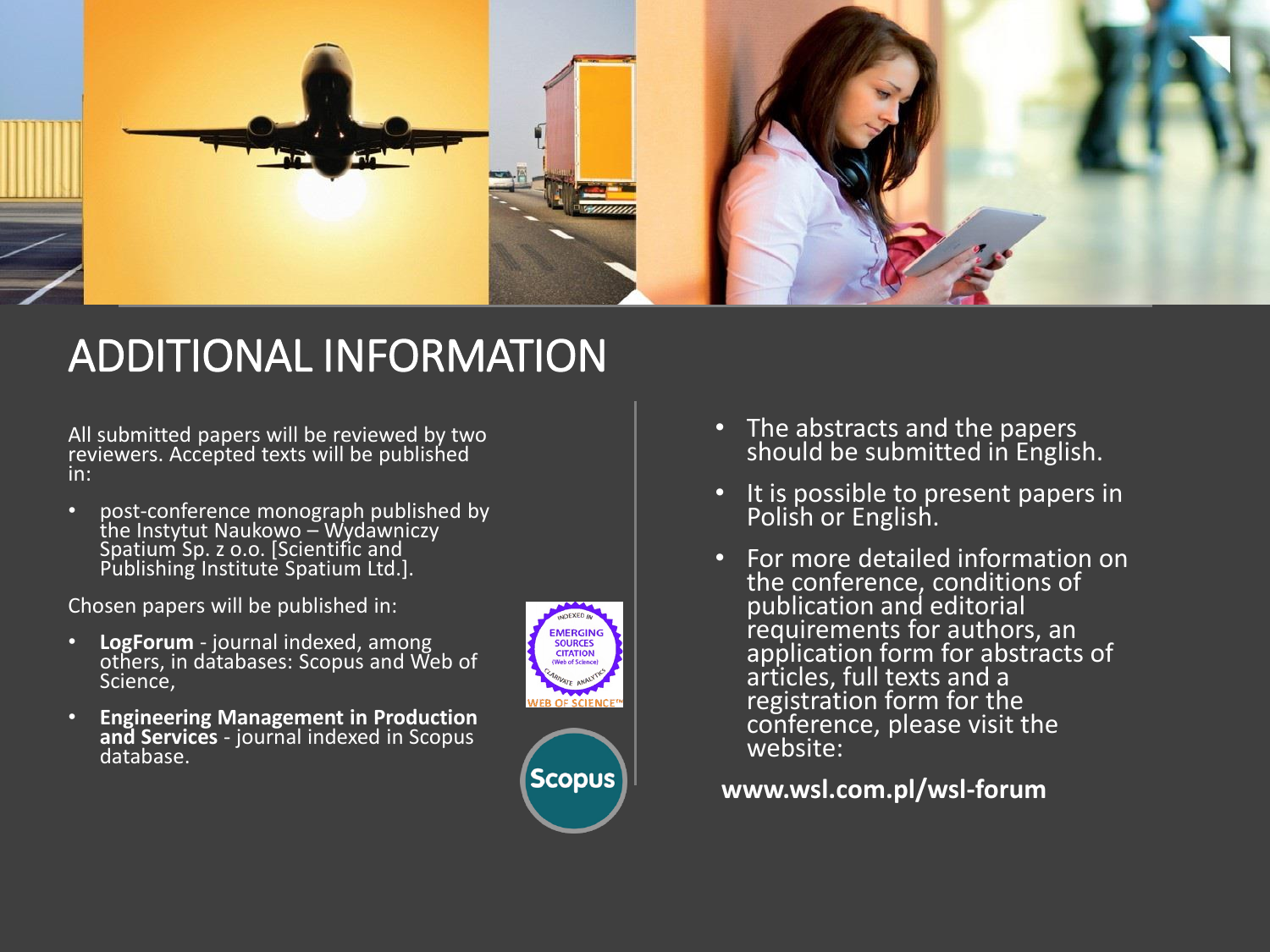# ADDITIONAL INFORMATION

All submitted papers will be reviewed by two reviewers. Accepted texts will be published in:

- post-conference monograph published by the Instytut Naukowo – Wydawniczy Spatium Sp. z o.o. [Scientific and Publishing Institute Spatium Ltd.].

Chosen papers will be published in:

- **LogForum** - journal indexed, among others, in databases: Scopus and Web of Science,
- **Engineering Management in Production and Services** - journal indexed in Scopus database.

- The abstracts and the papers should be submitted in English.
- It is possible to present papers in Polish or English.
- For more detailed information on the conference, conditions of publication and editorial requirements for authors, an application form for abstracts of articles, full texts and a registration form for the conference, please visit the website:

**www.wsl.com.pl/wsl-forum**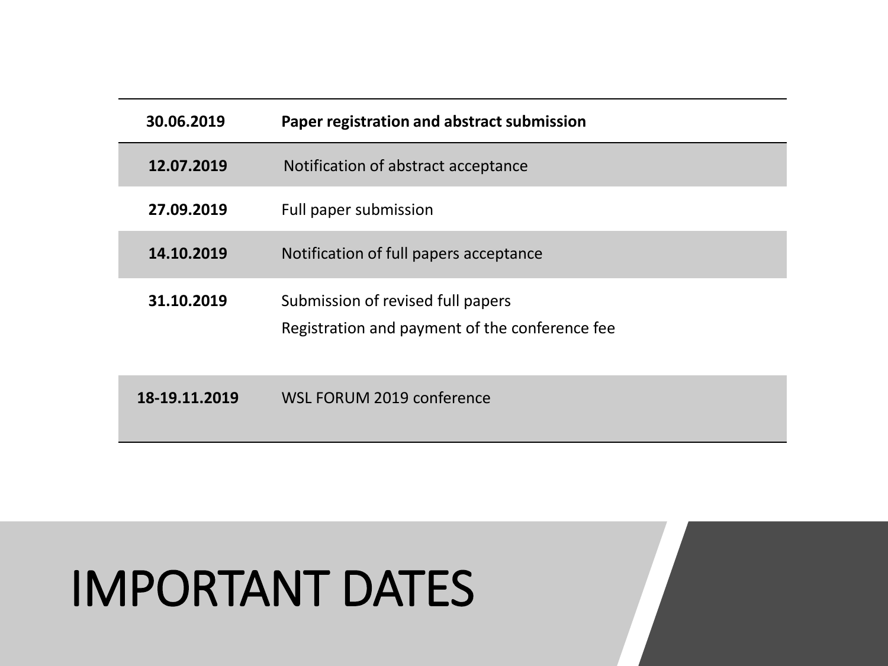# IMPORTANT DATES

| 30.06.2019 | **Paper registration and abstract submission** |
|---|---|
| 12.07.2019 | Notification of abstract acceptance |
| 27.09.2019 | Full paper submission |
| 14.10.2019 | Notification of full papers acceptance |
| 31.10.2019 | Submission of revised full papers<br>Registration and payment of the conference fee |
| 18-19.11.2019 | WSL FORUM 2019 conference |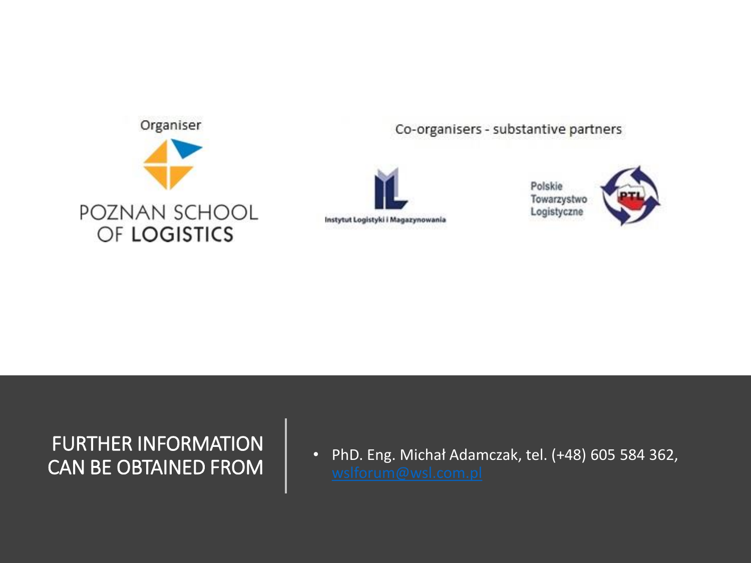Organiser

POZNAN SCHOOL OF LOGISTICS

Co-organisers - substantive partners

Instytut Logistyki i Magazynowania

Polskie Towarzystwo Logistyczne

## FURTHER INFORMATION CAN BE OBTAINED FROM

- PhD. Eng. Michał Adamczak, tel. (+48) 605 584 362, wslforum@wsl.com.pl